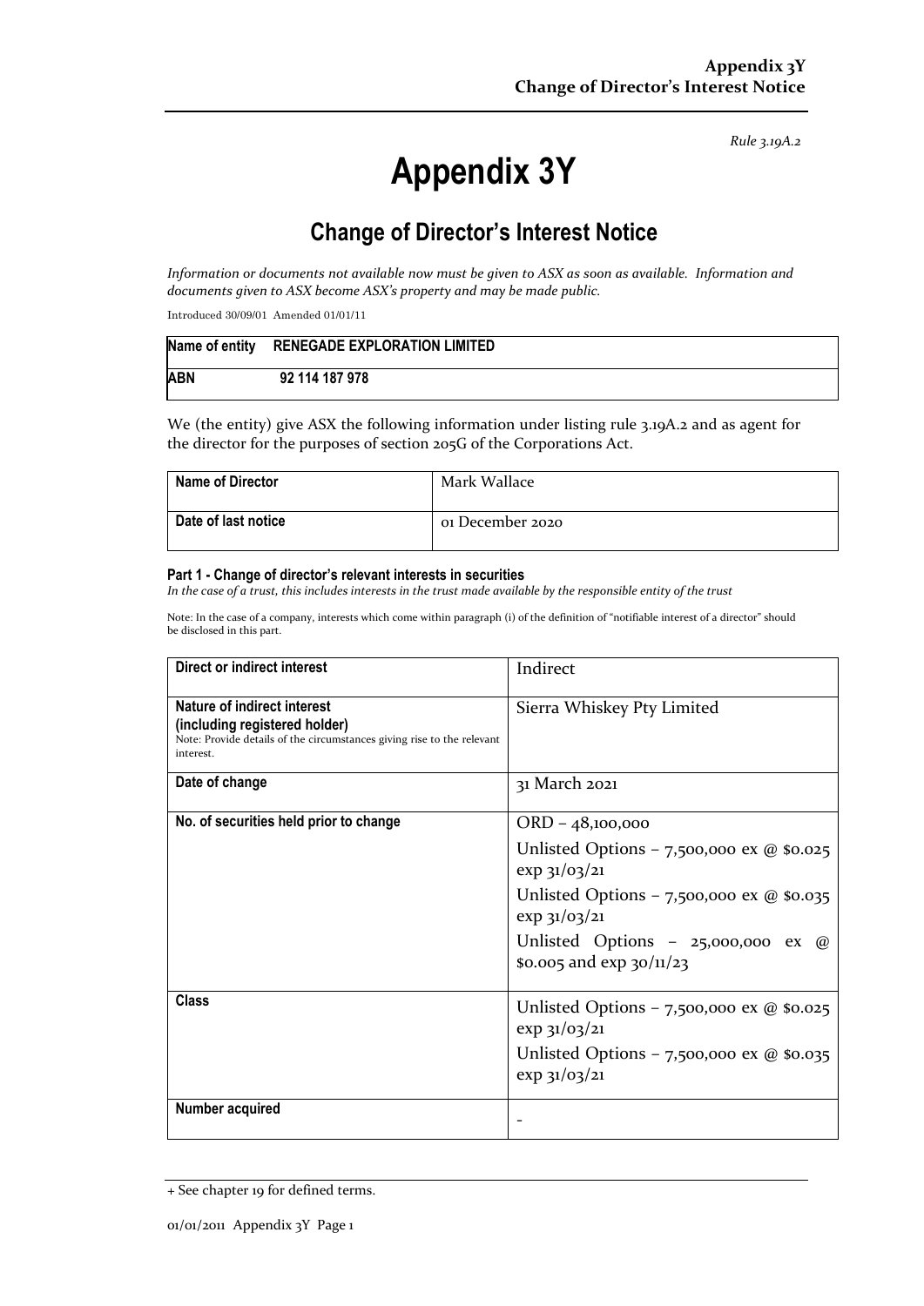*Rule 3.19A.2*

# Appendix 3Y

## Change of Director's Interest Notice

*Information or documents not available now must be given to ASX as soon as available. Information and documents given to ASX become ASX's property and may be made public.*

Introduced 30/09/01 Amended 01/01/11

| Name of entity | RENEGADE EXPLORATION LIMITED |
|---|---|
| ABN | 92 114 187 978 |

We (the entity) give ASX the following information under listing rule 3.19A.2 and as agent for the director for the purposes of section 205G of the Corporations Act.

| Name of Director | Mark Wallace |
|---|---|
| Date of last notice | 01 December 2020 |

#### Part 1 - Change of director's relevant interests in securities

*In the case of a trust, this includes interests in the trust made available by the responsible entity of the trust*

Note: In the case of a company, interests which come within paragraph (i) of the definition of "notifiable interest of a director" should be disclosed in this part.

| Direct or indirect interest | Indirect |
|---|---|
| **Nature of indirect interest (including registered holder)**<br>Note: Provide details of the circumstances giving rise to the relevant interest. | Sierra Whiskey Pty Limited |
| **Date of change** | 31 March 2021 |
| **No. of securities held prior to change** | ORD – 48,100,000<br>Unlisted Options – 7,500,000 ex @ $0.025 exp 31/03/21<br>Unlisted Options – 7,500,000 ex @ $0.035 exp 31/03/21<br>Unlisted Options – 25,000,000 ex @ $0.005 and exp 30/11/23 |
| **Class** | Unlisted Options – 7,500,000 ex @ $0.025 exp 31/03/21<br>Unlisted Options – 7,500,000 ex @ $0.035 exp 31/03/21 |
| **Number acquired** | - |

+ See chapter 19 for defined terms.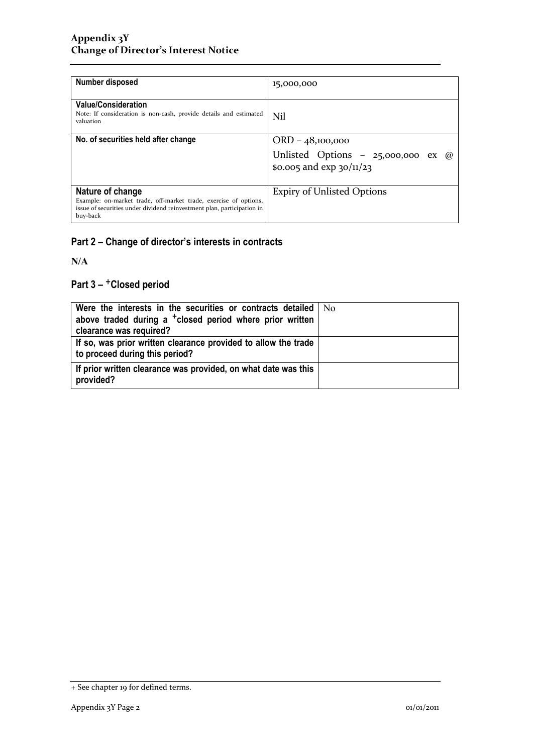| Number disposed | 15,000,000 |
| --- | --- |
| **Value/Consideration**<br>Note: If consideration is non-cash, provide details and estimated valuation | Nil |
| **No. of securities held after change** | ORD – 48,100,000<br>Unlisted Options – 25,000,000 ex @ $0.005 and exp 30/11/23 |
| **Nature of change**<br>Example: on-market trade, off-market trade, exercise of options, issue of securities under dividend reinvestment plan, participation in buy-back | Expiry of Unlisted Options |

## Part 2 – Change of director's interests in contracts

**N/A**

## Part 3 – +Closed period

| Were the interests in the securities or contracts detailed above traded during a +closed period where prior written clearance was required? | No |
| --- | --- |
| **If so, was prior written clearance provided to allow the trade to proceed during this period?** | |
| **If prior written clearance was provided, on what date was this provided?** | |

+ See chapter 19 for defined terms.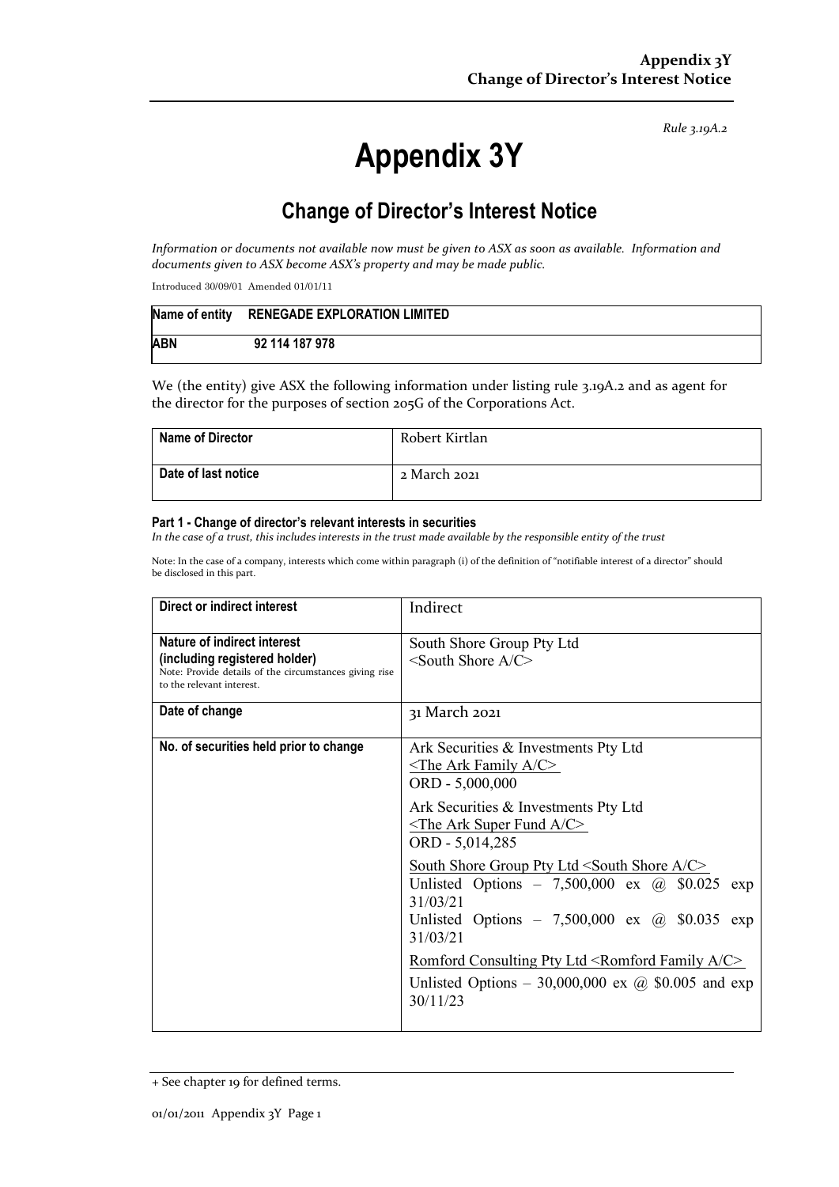Rule 3.19A.2

# Appendix 3Y

## Change of Director's Interest Notice

*Information or documents not available now must be given to ASX as soon as available. Information and documents given to ASX become ASX's property and may be made public.*

Introduced 30/09/01 Amended 01/01/11

| Name of entity | RENEGADE EXPLORATION LIMITED |
|---|---|
| ABN | 92 114 187 978 |

We (the entity) give ASX the following information under listing rule 3.19A.2 and as agent for the director for the purposes of section 205G of the Corporations Act.

| Name of Director | Robert Kirtlan |
|---|---|
| Date of last notice | 2 March 2021 |

#### Part 1 - Change of director's relevant interests in securities

*In the case of a trust, this includes interests in the trust made available by the responsible entity of the trust*

Note: In the case of a company, interests which come within paragraph (i) of the definition of "notifiable interest of a director" should be disclosed in this part.

| Direct or indirect interest | Indirect |
|---|---|
| **Nature of indirect interest (including registered holder)**<br>Note: Provide details of the circumstances giving rise to the relevant interest. | South Shore Group Pty Ltd<br><South Shore A/C> |
| **Date of change** | 31 March 2021 |
| **No. of securities held prior to change** | Ark Securities & Investments Pty Ltd<br><The Ark Family A/C><br>ORD - 5,000,000<br><br>Ark Securities & Investments Pty Ltd<br><The Ark Super Fund A/C><br>ORD - 5,014,285<br><br>South Shore Group Pty Ltd <South Shore A/C><br>Unlisted Options – 7,500,000 ex @ $0.025 exp 31/03/21<br>Unlisted Options – 7,500,000 ex @ $0.035 exp 31/03/21<br><br>Romford Consulting Pty Ltd <Romford Family A/C><br>Unlisted Options – 30,000,000 ex @ $0.005 and exp 30/11/23 |

+ See chapter 19 for defined terms.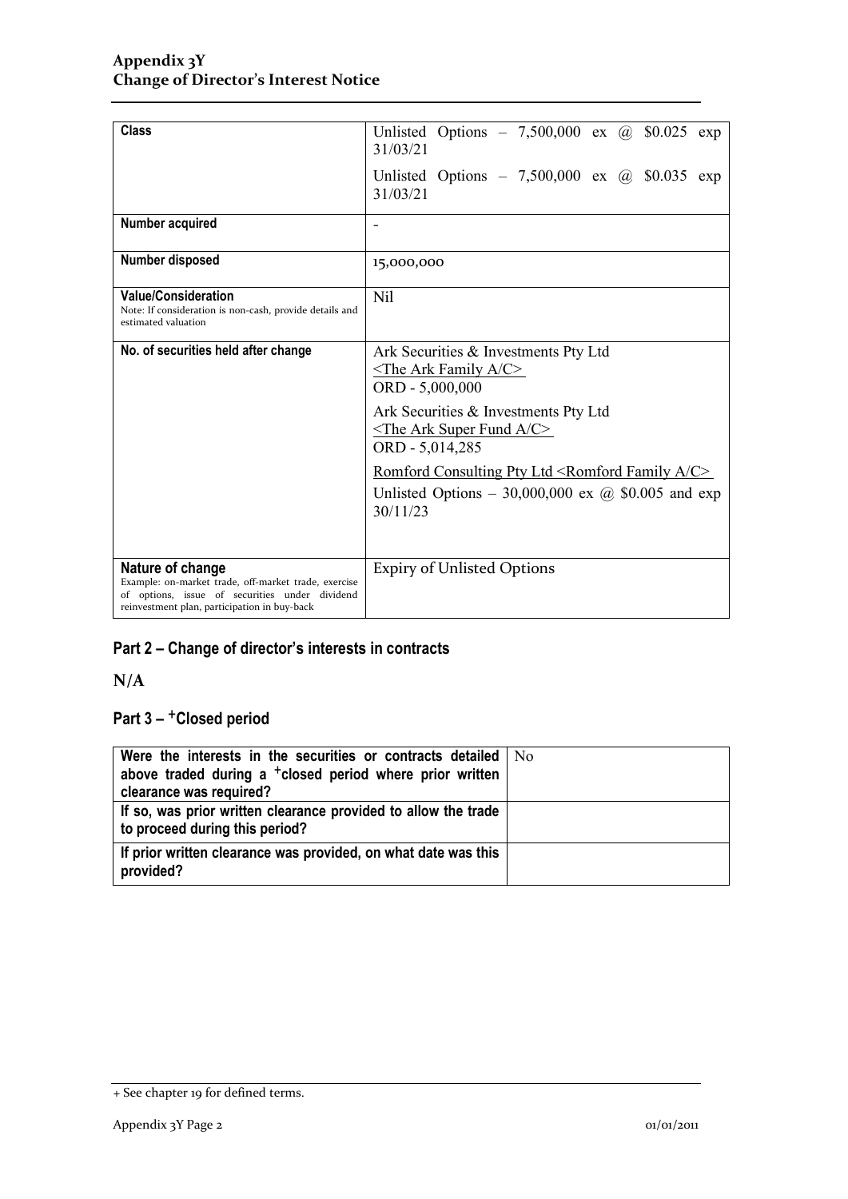| | |
|---|---|
| **Class** | Unlisted Options – 7,500,000 ex @ \$0.025 exp 31/03/21<br><br>Unlisted Options – 7,500,000 ex @ \$0.035 exp 31/03/21 |
| **Number acquired** | - |
| **Number disposed** | 15,000,000 |
| **Value/Consideration**<br>Note: If consideration is non-cash, provide details and estimated valuation | Nil |
| **No. of securities held after change** | Ark Securities & Investments Pty Ltd<br><The Ark Family A/C><br>ORD - 5,000,000<br><br>Ark Securities & Investments Pty Ltd<br><The Ark Super Fund A/C><br>ORD - 5,014,285<br><br>Romford Consulting Pty Ltd <Romford Family A/C><br>Unlisted Options – 30,000,000 ex @ \$0.005 and exp 30/11/23 |
| **Nature of change**<br>Example: on-market trade, off-market trade, exercise of options, issue of securities under dividend reinvestment plan, participation in buy-back | Expiry of Unlisted Options |

## Part 2 – Change of director's interests in contracts

**N/A**

## Part 3 – +Closed period

| | |
|---|---|
| **Were the interests in the securities or contracts detailed above traded during a +closed period where prior written clearance was required?** | No |
| **If so, was prior written clearance provided to allow the trade to proceed during this period?** | |
| **If prior written clearance was provided, on what date was this provided?** | |

+ See chapter 19 for defined terms.